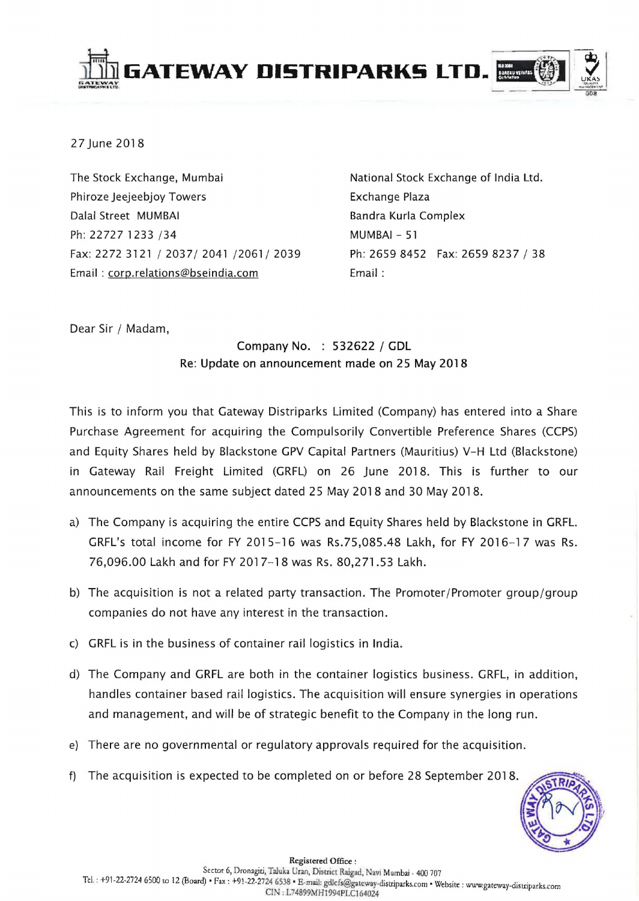# GATEWAY DISTRIPARKS LTD.

27 June 2018

The Stock Exchange, Mumbai
Phiroze Jeejeebjoy Towers
Dalal Street MUMBAI
Ph: 22727 1233 /34
Fax: 2272 3121 / 2037/ 2041 /2061/ 2039
Email : corp.relations@bseindia.com

National Stock Exchange of India Ltd.
Exchange Plaza
Bandra Kurla Complex
MUMBAI - 51
Ph: 2659 8452 Fax: 2659 8237 / 38
Email :

Dear Sir / Madam,

Company No. : 532622 / GDL
Re: Update on announcement made on 25 May 2018

This is to inform you that Gateway Distriparks Limited (Company) has entered into a Share Purchase Agreement for acquiring the Compulsorily Convertible Preference Shares (CCPS) and Equity Shares held by Blackstone GPV Capital Partners (Mauritius) V-H Ltd (Blackstone) in Gateway Rail Freight Limited (GRFL) on 26 June 2018. This is further to our announcements on the same subject dated 25 May 2018 and 30 May 2018.

a) The Company is acquiring the entire CCPS and Equity Shares held by Blackstone in GRFL. GRFL's total income for FY 2015-16 was Rs.75,085.48 Lakh, for FY 2016-17 was Rs. 76,096.00 Lakh and for FY 2017-18 was Rs. 80,271.53 Lakh.

b) The acquisition is not a related party transaction. The Promoter/Promoter group/group companies do not have any interest in the transaction.

c) GRFL is in the business of container rail logistics in India.

d) The Company and GRFL are both in the container logistics business. GRFL, in addition, handles container based rail logistics. The acquisition will ensure synergies in operations and management, and will be of strategic benefit to the Company in the long run.

e) There are no governmental or regulatory approvals required for the acquisition.

f) The acquisition is expected to be completed on or before 28 September 2018.

Registered Office :
Sector 6, Dronagiri, Taluka Uran, District Raigad, Navi Mumbai - 400 707
Tel. : +91-22-2724 6500 to 12 (Board) • Fax : +91-22-2724 6538 • E-mail: gdlcfs@gateway-distriparks.com • Website : www.gateway-distriparks.com
CIN : L74899MH1994PLC164024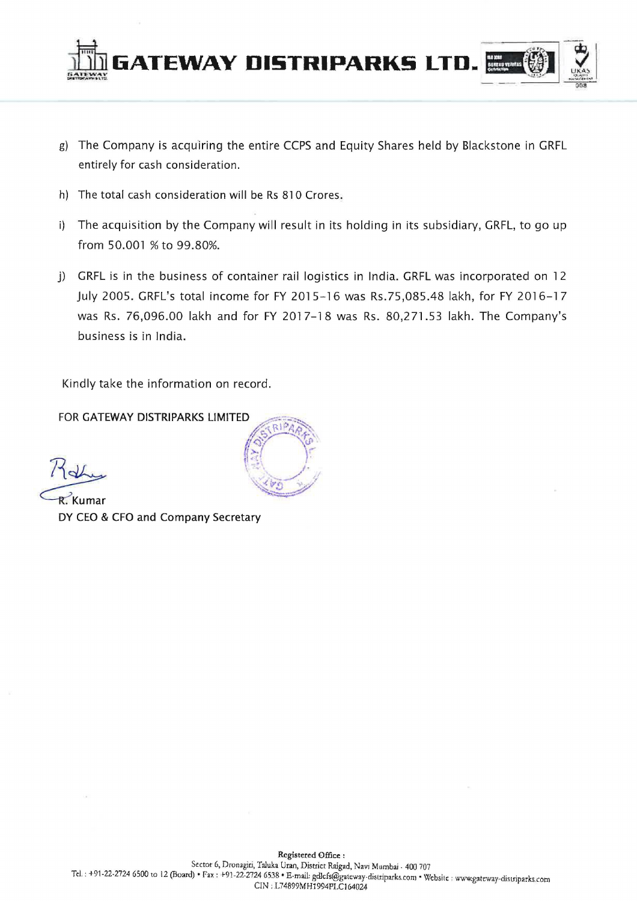g) The Company is acquiring the entire CCPS and Equity Shares held by Blackstone in GRFL entirely for cash consideration.

h) The total cash consideration will be Rs 810 Crores.

i) The acquisition by the Company will result in its holding in its subsidiary, GRFL, to go up from 50.001 % to 99.80%.

j) GRFL is in the business of container rail logistics in India. GRFL was incorporated on 12 July 2005. GRFL's total income for FY 2015-16 was Rs.75,085.48 lakh, for FY 2016-17 was Rs. 76,096.00 lakh and for FY 2017-18 was Rs. 80,271.53 lakh. The Company's business is in India.

Kindly take the information on record.

FOR GATEWAY DISTRIPARKS LIMITED

R. Kumar
DY CEO & CFO and Company Secretary

Registered Office :
Sector 6, Dronagiri, Taluka Uran, District Raigad, Navi Mumbai - 400 707
Tel.: +91-22-2724 6500 to 12 (Board) • Fax : +91-22-2724 6538 • E-mail: gdlcfs@gateway-distriparks.com • Website : www.gateway-distriparks.com
CIN : L74899MH1994PLC164024